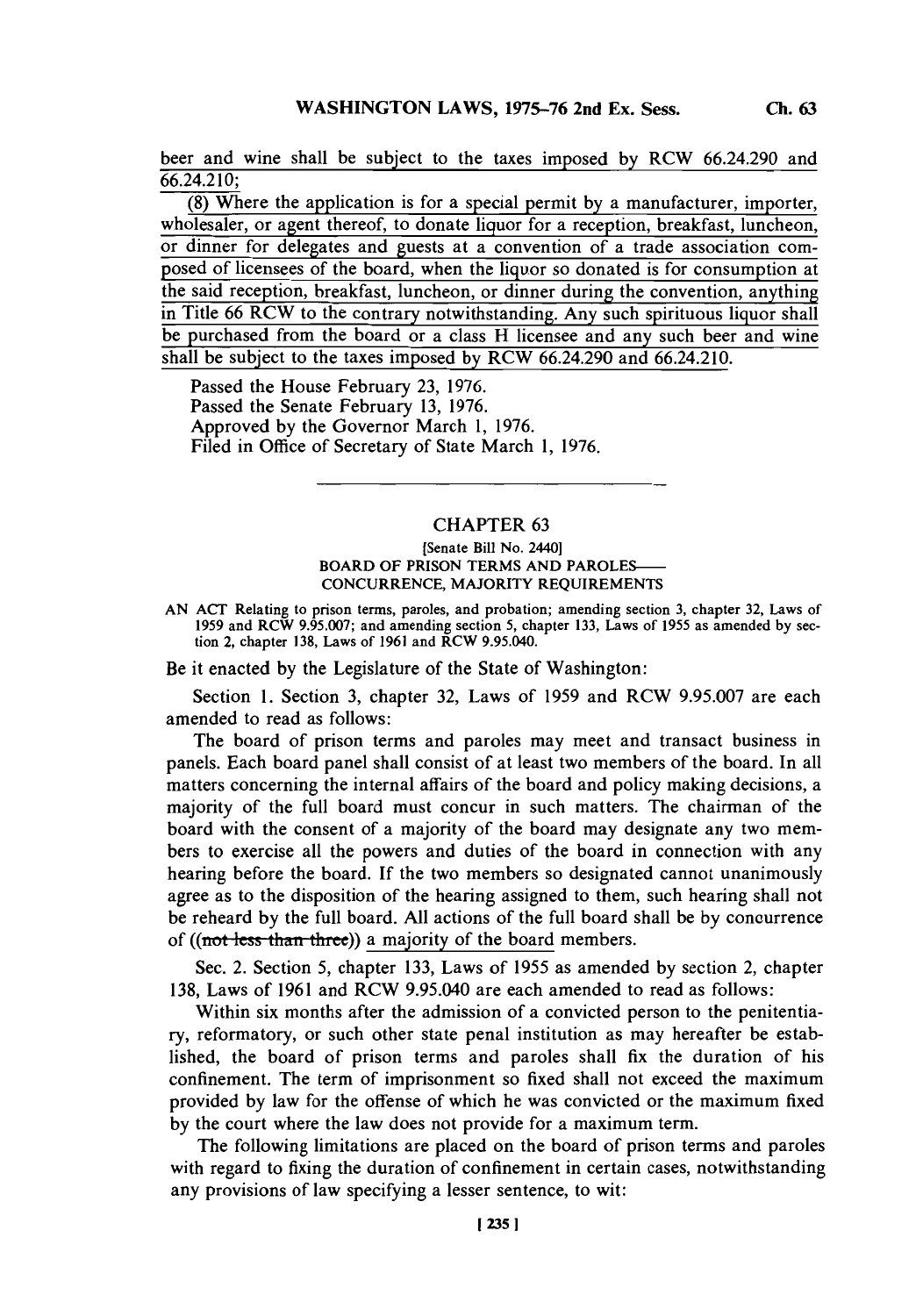beer and wine shall be subject to the taxes imposed by RCW 66.24.290 and 66.24.210;

(8) Where the application is for a special permit by a manufacturer, importer, wholesaler, or agent thereof, to donate liquor for a reception, breakfast, luncheon, or dinner for delegates and guests at a convention of a trade association composed of licensees of the board, when the liquor so donated is for consumption at the said reception, breakfast, luncheon, or dinner during the convention, anything in Title 66 RCW to the contrary notwithstanding. Any such spirituous liquor shall be purchased from the board or a class H licensee and any such beer and wine shall be subject to the taxes imposed by RCW 66.24.290 and 66.24.210.

Passed the House February 23, 1976.
Passed the Senate February 13, 1976.
Approved by the Governor March 1, 1976.
Filed in Office of Secretary of State March 1, 1976.

---

## CHAPTER 63

[Senate Bill No. 2440]
BOARD OF PRISON TERMS AND PAROLES— CONCURRENCE, MAJORITY REQUIREMENTS

AN ACT Relating to prison terms, paroles, and probation; amending section 3, chapter 32, Laws of 1959 and RCW 9.95.007; and amending section 5, chapter 133, Laws of 1955 as amended by section 2, chapter 138, Laws of 1961 and RCW 9.95.040.

Be it enacted by the Legislature of the State of Washington:

Section 1. Section 3, chapter 32, Laws of 1959 and RCW 9.95.007 are each amended to read as follows:

The board of prison terms and paroles may meet and transact business in panels. Each board panel shall consist of at least two members of the board. In all matters concerning the internal affairs of the board and policy making decisions, a majority of the full board must concur in such matters. The chairman of the board with the consent of a majority of the board may designate any two members to exercise all the powers and duties of the board in connection with any hearing before the board. If the two members so designated cannot unanimously agree as to the disposition of the hearing assigned to them, such hearing shall not be reheard by the full board. All actions of the full board shall be by concurrence of ((~~not less than three~~)) a majority of the board members.

Sec. 2. Section 5, chapter 133, Laws of 1955 as amended by section 2, chapter 138, Laws of 1961 and RCW 9.95.040 are each amended to read as follows:

Within six months after the admission of a convicted person to the penitentiary, reformatory, or such other state penal institution as may hereafter be established, the board of prison terms and paroles shall fix the duration of his confinement. The term of imprisonment so fixed shall not exceed the maximum provided by law for the offense of which he was convicted or the maximum fixed by the court where the law does not provide for a maximum term.

The following limitations are placed on the board of prison terms and paroles with regard to fixing the duration of confinement in certain cases, notwithstanding any provisions of law specifying a lesser sentence, to wit: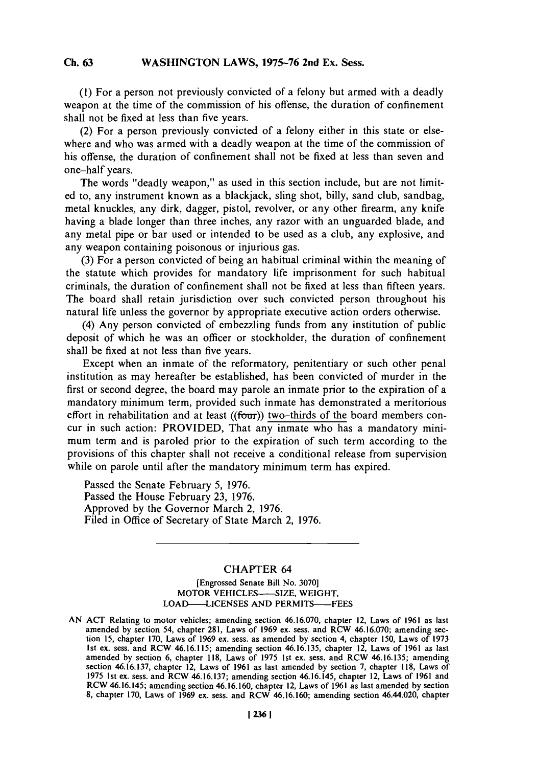(1) For a person not previously convicted of a felony but armed with a deadly weapon at the time of the commission of his offense, the duration of confinement shall not be fixed at less than five years.

(2) For a person previously convicted of a felony either in this state or elsewhere and who was armed with a deadly weapon at the time of the commission of his offense, the duration of confinement shall not be fixed at less than seven and one-half years.

The words "deadly weapon," as used in this section include, but are not limited to, any instrument known as a blackjack, sling shot, billy, sand club, sandbag, metal knuckles, any dirk, dagger, pistol, revolver, or any other firearm, any knife having a blade longer than three inches, any razor with an unguarded blade, and any metal pipe or bar used or intended to be used as a club, any explosive, and any weapon containing poisonous or injurious gas.

(3) For a person convicted of being an habitual criminal within the meaning of the statute which provides for mandatory life imprisonment for such habitual criminals, the duration of confinement shall not be fixed at less than fifteen years. The board shall retain jurisdiction over such convicted person throughout his natural life unless the governor by appropriate executive action orders otherwise.

(4) Any person convicted of embezzling funds from any institution of public deposit of which he was an officer or stockholder, the duration of confinement shall be fixed at not less than five years.

Except when an inmate of the reformatory, penitentiary or such other penal institution as may hereafter be established, has been convicted of murder in the first or second degree, the board may parole an inmate prior to the expiration of a mandatory minimum term, provided such inmate has demonstrated a meritorious effort in rehabilitation and at least ((~~four~~)) <u>two-thirds of the</u> board members concur in such action: PROVIDED, That any inmate who has a mandatory minimum term and is paroled prior to the expiration of such term according to the provisions of this chapter shall not receive a conditional release from supervision while on parole until after the mandatory minimum term has expired.

Passed the Senate February 5, 1976.
Passed the House February 23, 1976.
Approved by the Governor March 2, 1976.
Filed in Office of Secretary of State March 2, 1976.

---

## CHAPTER 64

[Engrossed Senate Bill No. 3070]
MOTOR VEHICLES—SIZE, WEIGHT, LOAD—LICENSES AND PERMITS—FEES

AN ACT Relating to motor vehicles; amending section 46.16.070, chapter 12, Laws of 1961 as last amended by section 54, chapter 281, Laws of 1969 ex. sess. and RCW 46.16.070; amending section 15, chapter 170, Laws of 1969 ex. sess. as amended by section 4, chapter 150, Laws of 1973 1st ex. sess. and RCW 46.16.115; amending section 46.16.135, chapter 12, Laws of 1961 as last amended by section 6, chapter 118, Laws of 1975 1st ex. sess. and RCW 46.16.135; amending section 46.16.137, chapter 12, Laws of 1961 as last amended by section 7, chapter 118, Laws of 1975 1st ex. sess. and RCW 46.16.137; amending section 46.16.145, chapter 12, Laws of 1961 and RCW 46.16.145; amending section 46.16.160, chapter 12, Laws of 1961 as last amended by section 8, chapter 170, Laws of 1969 ex. sess. and RCW 46.16.160; amending section 46.44.020, chapter